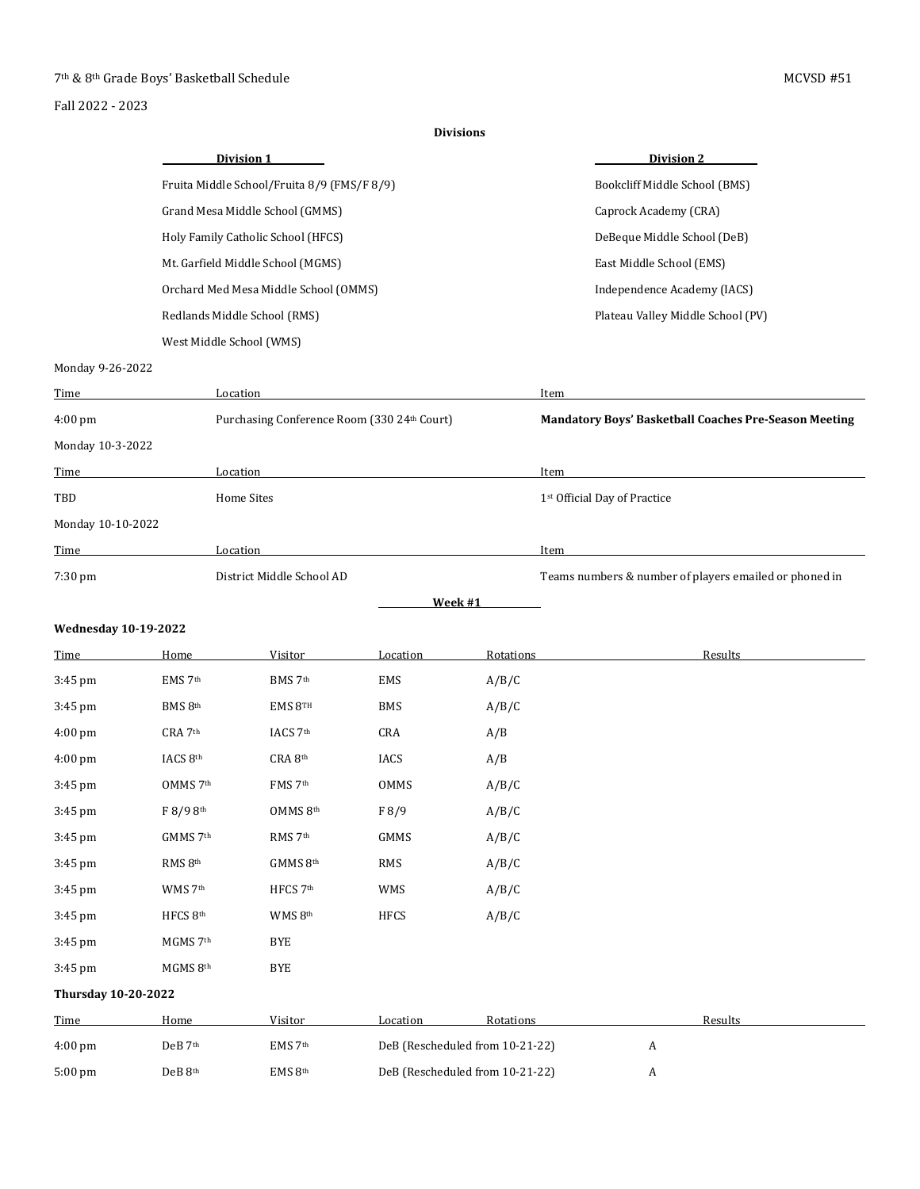7th & 8th Grade Boys' Basketball Schedule

MCVSD #51

Fall 2022 - 2023

**Divisions**

| Division 1 | Division 2 |
| --- | --- |
| Fruita Middle School/Fruita 8/9 (FMS/F 8/9) | Bookcliff Middle School (BMS) |
| Grand Mesa Middle School (GMMS) | Caprock Academy (CRA) |
| Holy Family Catholic School (HFCS) | DeBeque Middle School (DeB) |
| Mt. Garfield Middle School (MGMS) | East Middle School (EMS) |
| Orchard Med Mesa Middle School (OMMS) | Independence Academy (IACS) |
| Redlands Middle School (RMS) | Plateau Valley Middle School (PV) |
| West Middle School (WMS) | |

Monday 9-26-2022

| Time | Location | Item |
| --- | --- | --- |
| 4:00 pm | Purchasing Conference Room (330 24th Court) | **Mandatory Boys' Basketball Coaches Pre-Season Meeting** |

Monday 10-3-2022

| Time | Location | Item |
| --- | --- | --- |
| TBD | Home Sites | 1st Official Day of Practice |

Monday 10-10-2022

| Time | Location | Item |
| --- | --- | --- |
| 7:30 pm | District Middle School AD | Teams numbers & number of players emailed or phoned in |

**Week #1**

**Wednesday 10-19-2022**

| Time | Home | Visitor | Location | Rotations | Results |
| --- | --- | --- | --- | --- | --- |
| 3:45 pm | EMS 7th | BMS 7th | EMS | A/B/C | |
| 3:45 pm | BMS 8th | EMS 8TH | BMS | A/B/C | |
| 4:00 pm | CRA 7th | IACS 7th | CRA | A/B | |
| 4:00 pm | IACS 8th | CRA 8th | IACS | A/B | |
| 3:45 pm | OMMS 7th | FMS 7th | OMMS | A/B/C | |
| 3:45 pm | F 8/9 8th | OMMS 8th | F 8/9 | A/B/C | |
| 3:45 pm | GMMS 7th | RMS 7th | GMMS | A/B/C | |
| 3:45 pm | RMS 8th | GMMS 8th | RMS | A/B/C | |
| 3:45 pm | WMS 7th | HFCS 7th | WMS | A/B/C | |
| 3:45 pm | HFCS 8th | WMS 8th | HFCS | A/B/C | |
| 3:45 pm | MGMS 7th | BYE | | | |
| 3:45 pm | MGMS 8th | BYE | | | |

**Thursday 10-20-2022**

| Time | Home | Visitor | Location | Rotations | Results |
| --- | --- | --- | --- | --- | --- |
| 4:00 pm | DeB 7th | EMS 7th | DeB (Rescheduled from 10-21-22) | A | |
| 5:00 pm | DeB 8th | EMS 8th | DeB (Rescheduled from 10-21-22) | A | |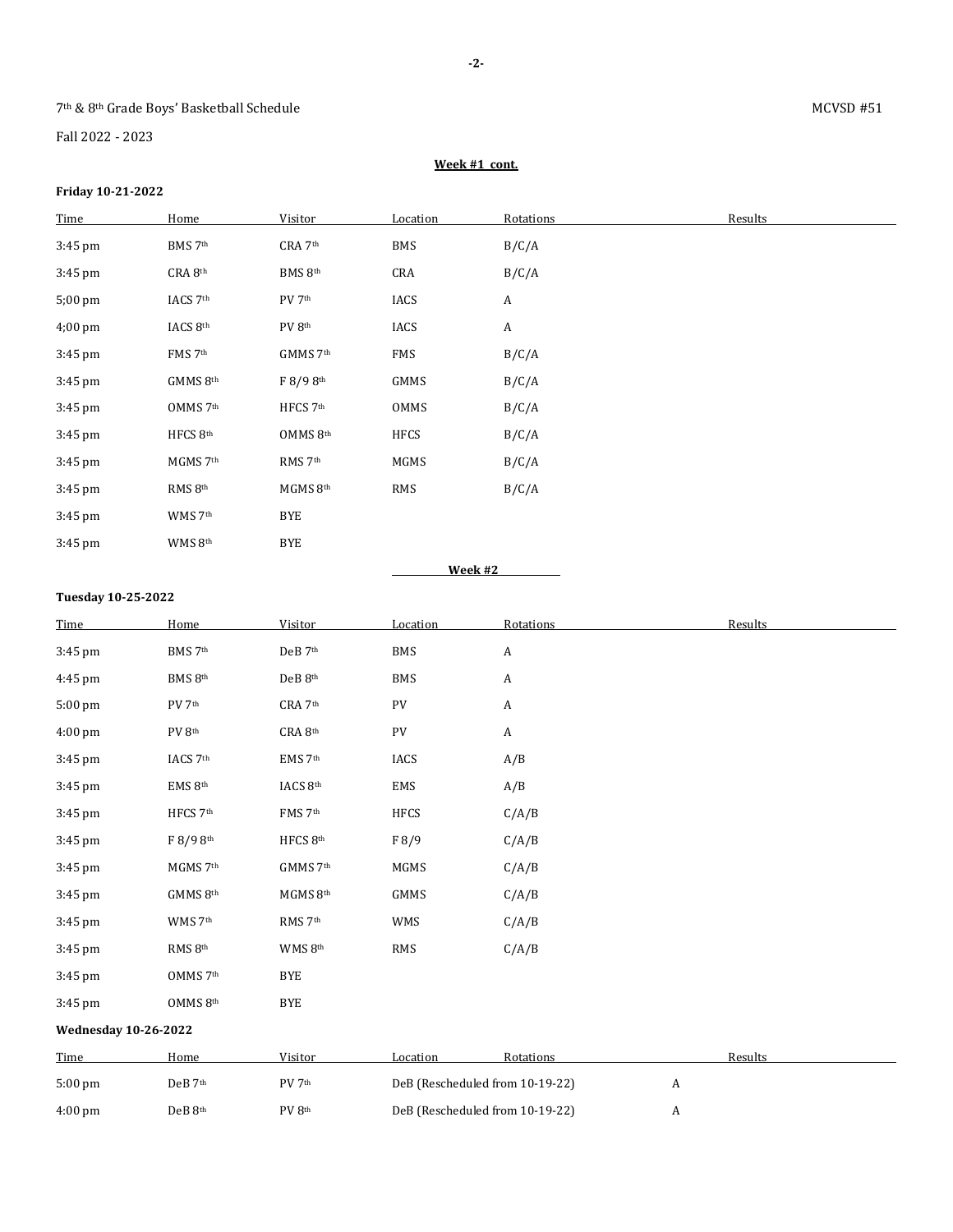7th & 8th Grade Boys' Basketball Schedule MCVSD #51

Fall 2022 - 2023

**Week #1 cont.**

**Friday 10-21-2022**

| Time | Home | Visitor | Location | Rotations | Results |
|---|---|---|---|---|---|
| 3:45 pm | BMS 7th | CRA 7th | BMS | B/C/A | |
| 3:45 pm | CRA 8th | BMS 8th | CRA | B/C/A | |
| 5;00 pm | IACS 7th | PV 7th | IACS | A | |
| 4;00 pm | IACS 8th | PV 8th | IACS | A | |
| 3:45 pm | FMS 7th | GMMS 7th | FMS | B/C/A | |
| 3:45 pm | GMMS 8th | F 8/9 8th | GMMS | B/C/A | |
| 3:45 pm | OMMS 7th | HFCS 7th | OMMS | B/C/A | |
| 3:45 pm | HFCS 8th | OMMS 8th | HFCS | B/C/A | |
| 3:45 pm | MGMS 7th | RMS 7th | MGMS | B/C/A | |
| 3:45 pm | RMS 8th | MGMS 8th | RMS | B/C/A | |
| 3:45 pm | WMS 7th | BYE | | | |
| 3:45 pm | WMS 8th | BYE | | | |

**Week #2**

**Tuesday 10-25-2022**

| Time | Home | Visitor | Location | Rotations | Results |
|---|---|---|---|---|---|
| 3:45 pm | BMS 7th | DeB 7th | BMS | A | |
| 4:45 pm | BMS 8th | DeB 8th | BMS | A | |
| 5:00 pm | PV 7th | CRA 7th | PV | A | |
| 4:00 pm | PV 8th | CRA 8th | PV | A | |
| 3:45 pm | IACS 7th | EMS 7th | IACS | A/B | |
| 3:45 pm | EMS 8th | IACS 8th | EMS | A/B | |
| 3:45 pm | HFCS 7th | FMS 7th | HFCS | C/A/B | |
| 3:45 pm | F 8/9 8th | HFCS 8th | F 8/9 | C/A/B | |
| 3:45 pm | MGMS 7th | GMMS 7th | MGMS | C/A/B | |
| 3:45 pm | GMMS 8th | MGMS 8th | GMMS | C/A/B | |
| 3:45 pm | WMS 7th | RMS 7th | WMS | C/A/B | |
| 3:45 pm | RMS 8th | WMS 8th | RMS | C/A/B | |
| 3:45 pm | OMMS 7th | BYE | | | |
| 3:45 pm | OMMS 8th | BYE | | | |

**Wednesday 10-26-2022**

| Time | Home | Visitor | Location | Rotations | Results |
|---|---|---|---|---|---|
| 5:00 pm | DeB 7th | PV 7th | DeB (Rescheduled from 10-19-22) | A | |
| 4:00 pm | DeB 8th | PV 8th | DeB (Rescheduled from 10-19-22) | A | |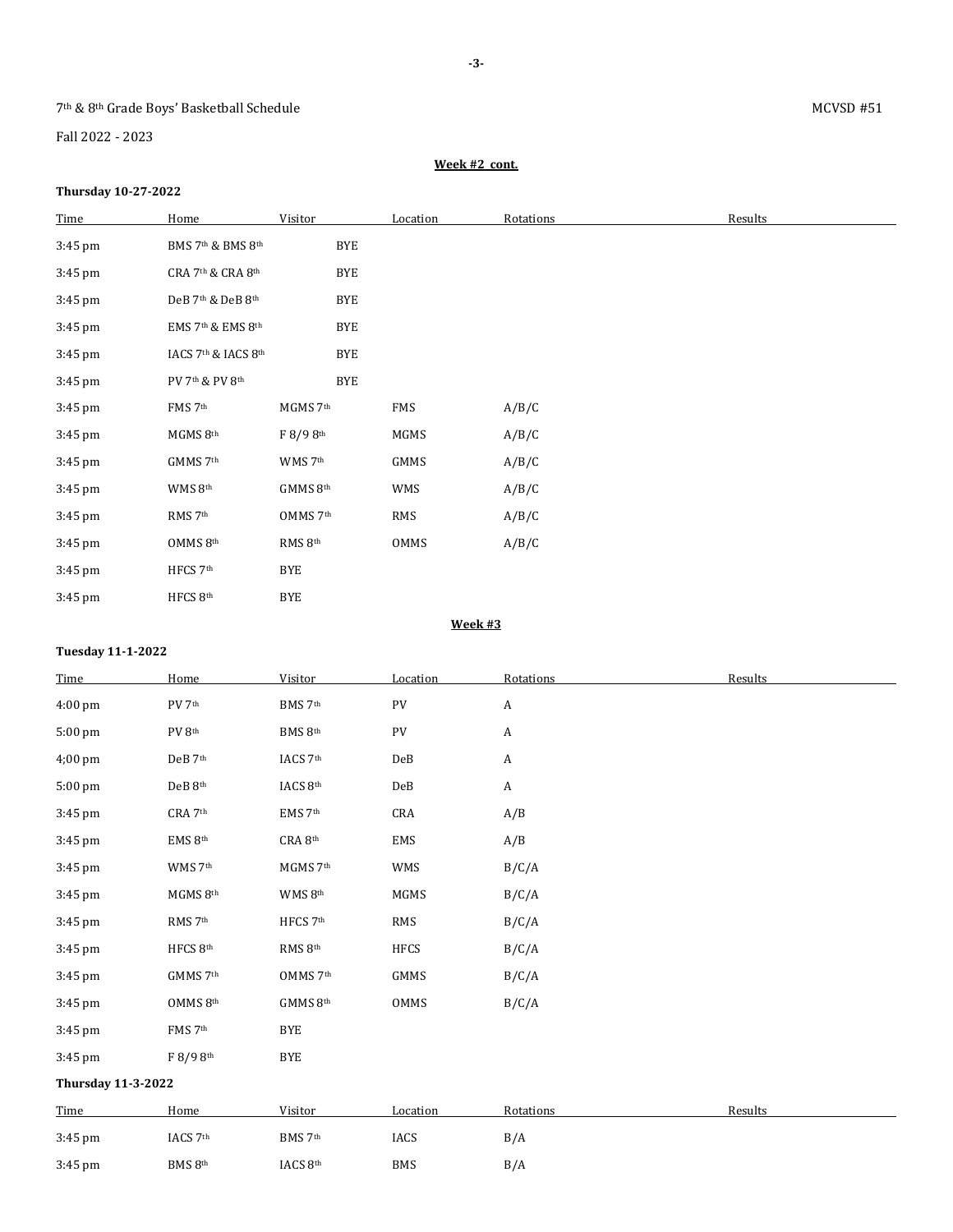7th & 8th Grade Boys' Basketball Schedule MCVSD #51

Fall 2022 - 2023

**Week #2 cont.**

**Thursday 10-27-2022**

| Time | Home | Visitor | Location | Rotations | Results |
|---|---|---|---|---|---|
| 3:45 pm | BMS 7th & BMS 8th | BYE | | | |
| 3:45 pm | CRA 7th & CRA 8th | BYE | | | |
| 3:45 pm | DeB 7th & DeB 8th | BYE | | | |
| 3:45 pm | EMS 7th & EMS 8th | BYE | | | |
| 3:45 pm | IACS 7th & IACS 8th | BYE | | | |
| 3:45 pm | PV 7th & PV 8th | BYE | | | |
| 3:45 pm | FMS 7th | MGMS 7th | FMS | A/B/C | |
| 3:45 pm | MGMS 8th | F 8/9 8th | MGMS | A/B/C | |
| 3:45 pm | GMMS 7th | WMS 7th | GMMS | A/B/C | |
| 3:45 pm | WMS 8th | GMMS 8th | WMS | A/B/C | |
| 3:45 pm | RMS 7th | OMMS 7th | RMS | A/B/C | |
| 3:45 pm | OMMS 8th | RMS 8th | OMMS | A/B/C | |
| 3:45 pm | HFCS 7th | BYE | | | |
| 3:45 pm | HFCS 8th | BYE | | | |

**Week #3**

**Tuesday 11-1-2022**

| Time | Home | Visitor | Location | Rotations | Results |
|---|---|---|---|---|---|
| 4:00 pm | PV 7th | BMS 7th | PV | A | |
| 5:00 pm | PV 8th | BMS 8th | PV | A | |
| 4;00 pm | DeB 7th | IACS 7th | DeB | A | |
| 5:00 pm | DeB 8th | IACS 8th | DeB | A | |
| 3:45 pm | CRA 7th | EMS 7th | CRA | A/B | |
| 3:45 pm | EMS 8th | CRA 8th | EMS | A/B | |
| 3:45 pm | WMS 7th | MGMS 7th | WMS | B/C/A | |
| 3:45 pm | MGMS 8th | WMS 8th | MGMS | B/C/A | |
| 3:45 pm | RMS 7th | HFCS 7th | RMS | B/C/A | |
| 3:45 pm | HFCS 8th | RMS 8th | HFCS | B/C/A | |
| 3:45 pm | GMMS 7th | OMMS 7th | GMMS | B/C/A | |
| 3:45 pm | OMMS 8th | GMMS 8th | OMMS | B/C/A | |
| 3:45 pm | FMS 7th | BYE | | | |
| 3:45 pm | F 8/9 8th | BYE | | | |

**Thursday 11-3-2022**

| Time | Home | Visitor | Location | Rotations | Results |
|---|---|---|---|---|---|
| 3:45 pm | IACS 7th | BMS 7th | IACS | B/A | |
| 3:45 pm | BMS 8th | IACS 8th | BMS | B/A | |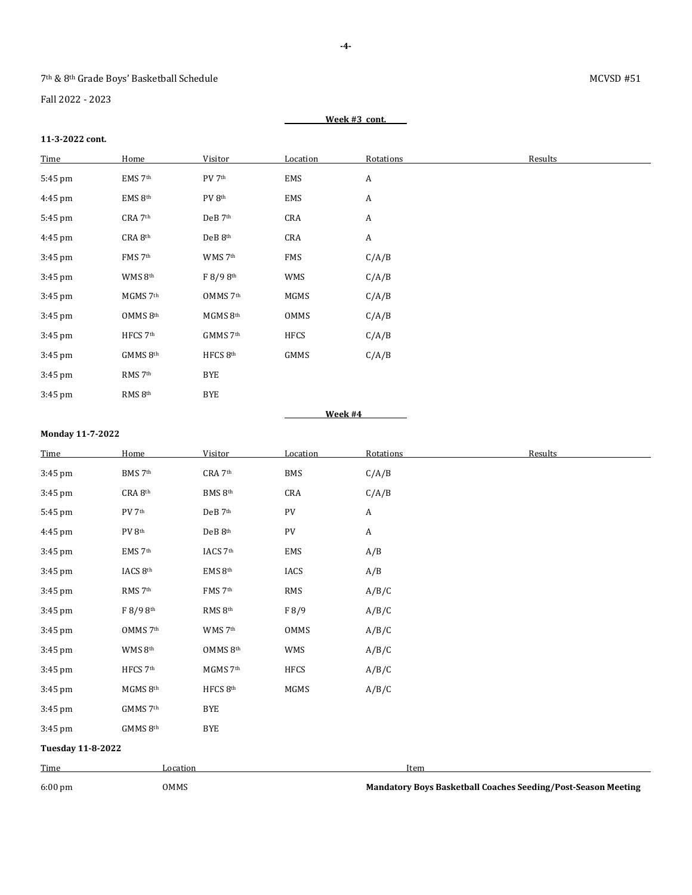7th & 8th Grade Boys' Basketball Schedule

MCVSD #51

Fall 2022 - 2023

**Week #3 cont.**

**11-3-2022 cont.**

| Time | Home | Visitor | Location | Rotations | Results |
|---|---|---|---|---|---|
| 5:45 pm | EMS 7th | PV 7th | EMS | A | |
| 4:45 pm | EMS 8th | PV 8th | EMS | A | |
| 5:45 pm | CRA 7th | DeB 7th | CRA | A | |
| 4:45 pm | CRA 8th | DeB 8th | CRA | A | |
| 3:45 pm | FMS 7th | WMS 7th | FMS | C/A/B | |
| 3:45 pm | WMS 8th | F 8/9 8th | WMS | C/A/B | |
| 3:45 pm | MGMS 7th | OMMS 7th | MGMS | C/A/B | |
| 3:45 pm | OMMS 8th | MGMS 8th | OMMS | C/A/B | |
| 3:45 pm | HFCS 7th | GMMS 7th | HFCS | C/A/B | |
| 3:45 pm | GMMS 8th | HFCS 8th | GMMS | C/A/B | |
| 3:45 pm | RMS 7th | BYE | | | |
| 3:45 pm | RMS 8th | BYE | | | |

**Week #4**

**Monday 11-7-2022**

| Time | Home | Visitor | Location | Rotations | Results |
|---|---|---|---|---|---|
| 3:45 pm | BMS 7th | CRA 7th | BMS | C/A/B | |
| 3:45 pm | CRA 8th | BMS 8th | CRA | C/A/B | |
| 5:45 pm | PV 7th | DeB 7th | PV | A | |
| 4:45 pm | PV 8th | DeB 8th | PV | A | |
| 3:45 pm | EMS 7th | IACS 7th | EMS | A/B | |
| 3:45 pm | IACS 8th | EMS 8th | IACS | A/B | |
| 3:45 pm | RMS 7th | FMS 7th | RMS | A/B/C | |
| 3:45 pm | F 8/9 8th | RMS 8th | F 8/9 | A/B/C | |
| 3:45 pm | OMMS 7th | WMS 7th | OMMS | A/B/C | |
| 3:45 pm | WMS 8th | OMMS 8th | WMS | A/B/C | |
| 3:45 pm | HFCS 7th | MGMS 7th | HFCS | A/B/C | |
| 3:45 pm | MGMS 8th | HFCS 8th | MGMS | A/B/C | |
| 3:45 pm | GMMS 7th | BYE | | | |
| 3:45 pm | GMMS 8th | BYE | | | |

**Tuesday 11-8-2022**

| Time | Location | Item |
|---|---|---|
| 6:00 pm | OMMS | **Mandatory Boys Basketball Coaches Seeding/Post-Season Meeting** |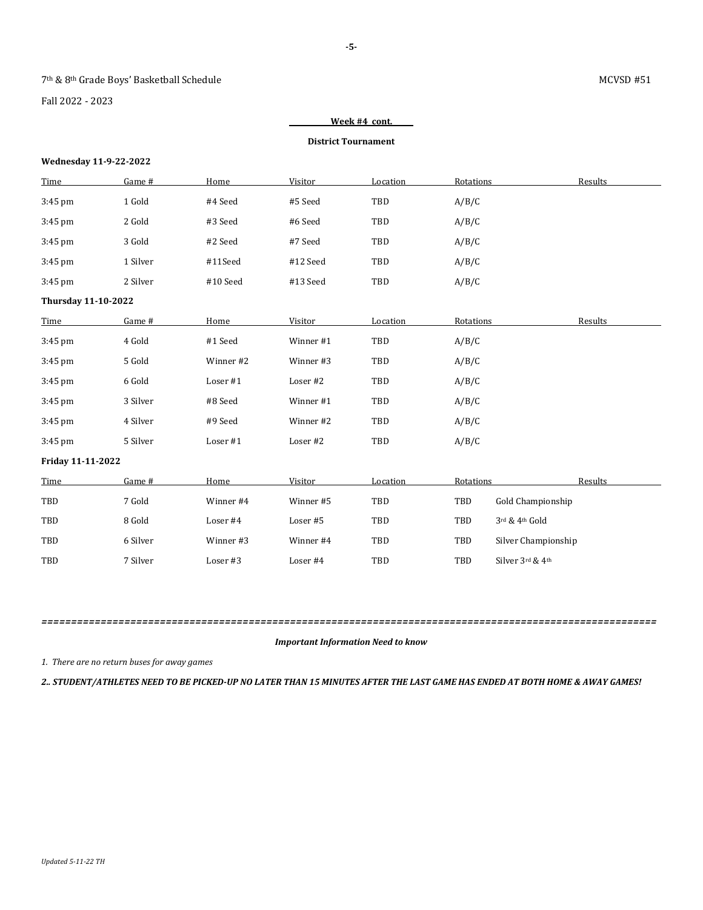7th & 8th Grade Boys' Basketball Schedule MCVSD #51

Fall 2022 - 2023

**Week #4 cont.**

**District Tournament**

**Wednesday 11-9-22-2022**

| Time | Game # | Home | Visitor | Location | Rotations | Results |
|---|---|---|---|---|---|---|
| 3:45 pm | 1 Gold | #4 Seed | #5 Seed | TBD | A/B/C | |
| 3:45 pm | 2 Gold | #3 Seed | #6 Seed | TBD | A/B/C | |
| 3:45 pm | 3 Gold | #2 Seed | #7 Seed | TBD | A/B/C | |
| 3:45 pm | 1 Silver | #11Seed | #12 Seed | TBD | A/B/C | |
| 3:45 pm | 2 Silver | #10 Seed | #13 Seed | TBD | A/B/C | |

**Thursday 11-10-2022**

| Time | Game # | Home | Visitor | Location | Rotations | Results |
|---|---|---|---|---|---|---|
| 3:45 pm | 4 Gold | #1 Seed | Winner #1 | TBD | A/B/C | |
| 3:45 pm | 5 Gold | Winner #2 | Winner #3 | TBD | A/B/C | |
| 3:45 pm | 6 Gold | Loser #1 | Loser #2 | TBD | A/B/C | |
| 3:45 pm | 3 Silver | #8 Seed | Winner #1 | TBD | A/B/C | |
| 3:45 pm | 4 Silver | #9 Seed | Winner #2 | TBD | A/B/C | |
| 3:45 pm | 5 Silver | Loser #1 | Loser #2 | TBD | A/B/C | |

**Friday 11-11-2022**

| Time | Game # | Home | Visitor | Location | Rotations | Results |
|---|---|---|---|---|---|---|
| TBD | 7 Gold | Winner #4 | Winner #5 | TBD | TBD | Gold Championship |
| TBD | 8 Gold | Loser #4 | Loser #5 | TBD | TBD | 3rd & 4th Gold |
| TBD | 6 Silver | Winner #3 | Winner #4 | TBD | TBD | Silver Championship |
| TBD | 7 Silver | Loser #3 | Loser #4 | TBD | TBD | Silver 3rd & 4th |

========================================================================================================

***Important Information Need to know***

*1. There are no return buses for away games*

***2.. STUDENT/ATHLETES NEED TO BE PICKED-UP NO LATER THAN 15 MINUTES AFTER THE LAST GAME HAS ENDED AT BOTH HOME & AWAY GAMES!***

*Updated 5-11-22 TH*